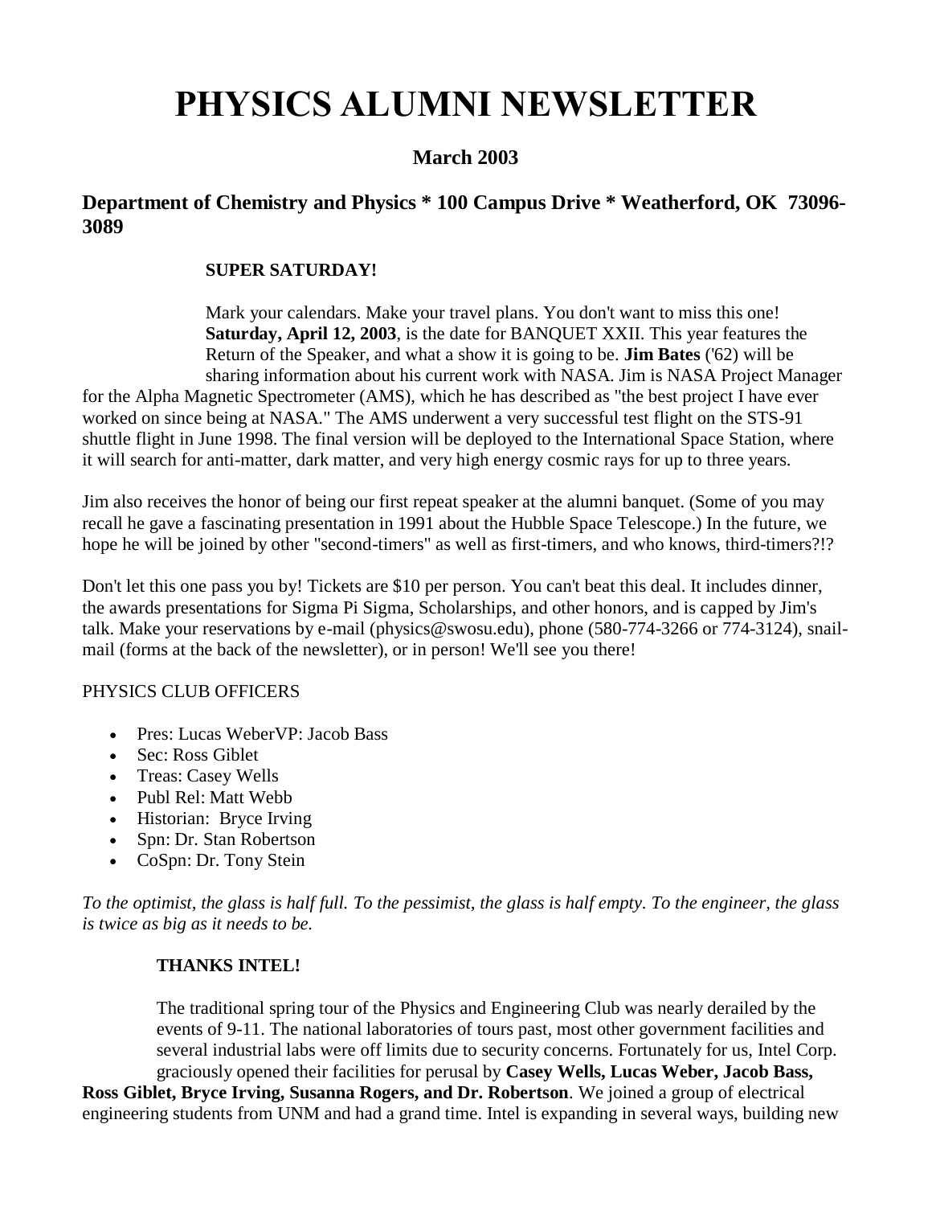# PHYSICS ALUMNI NEWSLETTER

### March 2003

### Department of Chemistry and Physics * 100 Campus Drive * Weatherford, OK 73096-3089

**SUPER SATURDAY!**

Mark your calendars. Make your travel plans. You don't want to miss this one! **Saturday, April 12, 2003**, is the date for BANQUET XXII. This year features the Return of the Speaker, and what a show it is going to be. **Jim Bates** ('62) will be sharing information about his current work with NASA. Jim is NASA Project Manager for the Alpha Magnetic Spectrometer (AMS), which he has described as "the best project I have ever worked on since being at NASA." The AMS underwent a very successful test flight on the STS-91 shuttle flight in June 1998. The final version will be deployed to the International Space Station, where it will search for anti-matter, dark matter, and very high energy cosmic rays for up to three years.

Jim also receives the honor of being our first repeat speaker at the alumni banquet. (Some of you may recall he gave a fascinating presentation in 1991 about the Hubble Space Telescope.) In the future, we hope he will be joined by other "second-timers" as well as first-timers, and who knows, third-timers?!?

Don't let this one pass you by! Tickets are $10 per person. You can't beat this deal. It includes dinner, the awards presentations for Sigma Pi Sigma, Scholarships, and other honors, and is capped by Jim's talk. Make your reservations by e-mail (physics@swosu.edu), phone (580-774-3266 or 774-3124), snail-mail (forms at the back of the newsletter), or in person! We'll see you there!

PHYSICS CLUB OFFICERS

- Pres: Lucas WeberVP: Jacob Bass
- Sec: Ross Giblet
- Treas: Casey Wells
- Publ Rel: Matt Webb
- Historian: Bryce Irving
- Spn: Dr. Stan Robertson
- CoSpn: Dr. Tony Stein

*To the optimist, the glass is half full. To the pessimist, the glass is half empty. To the engineer, the glass is twice as big as it needs to be.*

**THANKS INTEL!**

The traditional spring tour of the Physics and Engineering Club was nearly derailed by the events of 9-11. The national laboratories of tours past, most other government facilities and several industrial labs were off limits due to security concerns. Fortunately for us, Intel Corp. graciously opened their facilities for perusal by **Casey Wells, Lucas Weber, Jacob Bass, Ross Giblet, Bryce Irving, Susanna Rogers, and Dr. Robertson**. We joined a group of electrical engineering students from UNM and had a grand time. Intel is expanding in several ways, building new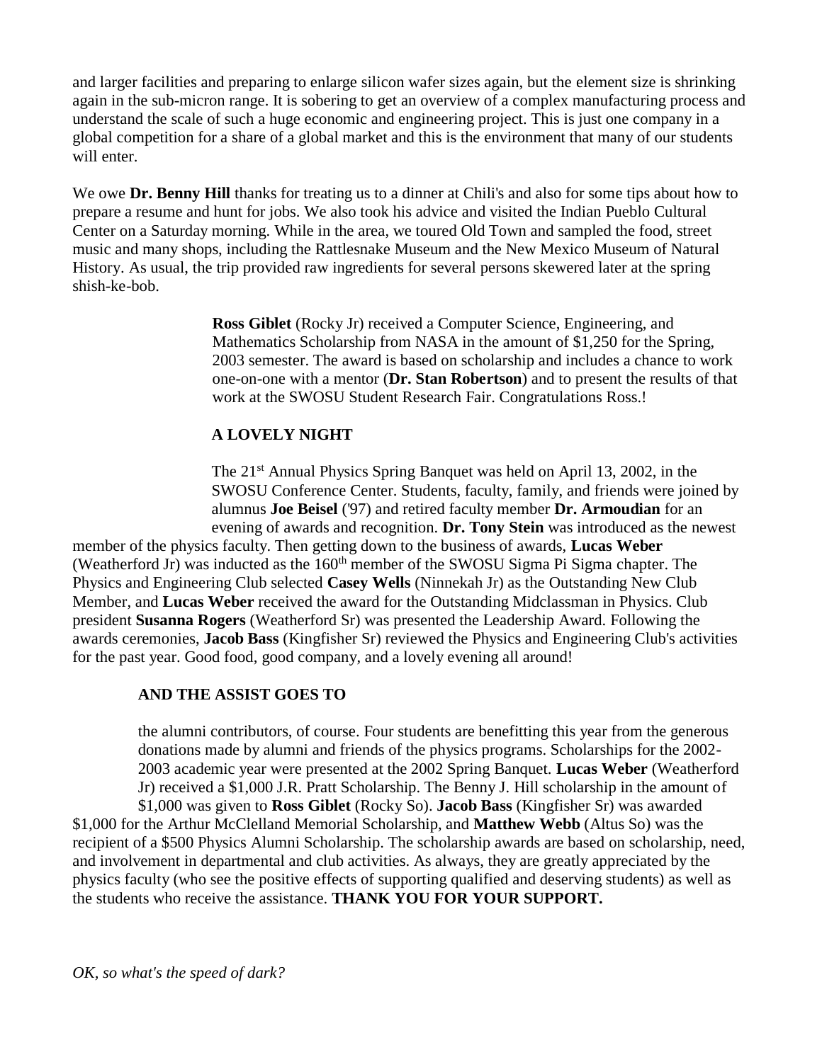and larger facilities and preparing to enlarge silicon wafer sizes again, but the element size is shrinking again in the sub-micron range. It is sobering to get an overview of a complex manufacturing process and understand the scale of such a huge economic and engineering project. This is just one company in a global competition for a share of a global market and this is the environment that many of our students will enter.

We owe **Dr. Benny Hill** thanks for treating us to a dinner at Chili's and also for some tips about how to prepare a resume and hunt for jobs. We also took his advice and visited the Indian Pueblo Cultural Center on a Saturday morning. While in the area, we toured Old Town and sampled the food, street music and many shops, including the Rattlesnake Museum and the New Mexico Museum of Natural History. As usual, the trip provided raw ingredients for several persons skewered later at the spring shish-ke-bob.

**Ross Giblet** (Rocky Jr) received a Computer Science, Engineering, and Mathematics Scholarship from NASA in the amount of $1,250 for the Spring, 2003 semester. The award is based on scholarship and includes a chance to work one-on-one with a mentor (**Dr. Stan Robertson**) and to present the results of that work at the SWOSU Student Research Fair. Congratulations Ross.!

## A LOVELY NIGHT

The 21st Annual Physics Spring Banquet was held on April 13, 2002, in the SWOSU Conference Center. Students, faculty, family, and friends were joined by alumnus **Joe Beisel** ('97) and retired faculty member **Dr. Armoudian** for an evening of awards and recognition. **Dr. Tony Stein** was introduced as the newest member of the physics faculty. Then getting down to the business of awards, **Lucas Weber** (Weatherford Jr) was inducted as the 160th member of the SWOSU Sigma Pi Sigma chapter. The Physics and Engineering Club selected **Casey Wells** (Ninnekah Jr) as the Outstanding New Club Member, and **Lucas Weber** received the award for the Outstanding Midclassman in Physics. Club president **Susanna Rogers** (Weatherford Sr) was presented the Leadership Award. Following the awards ceremonies, **Jacob Bass** (Kingfisher Sr) reviewed the Physics and Engineering Club's activities for the past year. Good food, good company, and a lovely evening all around!

## AND THE ASSIST GOES TO

the alumni contributors, of course. Four students are benefitting this year from the generous donations made by alumni and friends of the physics programs. Scholarships for the 2002-2003 academic year were presented at the 2002 Spring Banquet. **Lucas Weber** (Weatherford Jr) received a $1,000 J.R. Pratt Scholarship. The Benny J. Hill scholarship in the amount of $1,000 was given to **Ross Giblet** (Rocky So). **Jacob Bass** (Kingfisher Sr) was awarded $1,000 for the Arthur McClelland Memorial Scholarship, and **Matthew Webb** (Altus So) was the recipient of a $500 Physics Alumni Scholarship. The scholarship awards are based on scholarship, need, and involvement in departmental and club activities. As always, they are greatly appreciated by the physics faculty (who see the positive effects of supporting qualified and deserving students) as well as the students who receive the assistance. **THANK YOU FOR YOUR SUPPORT.**

*OK, so what's the speed of dark?*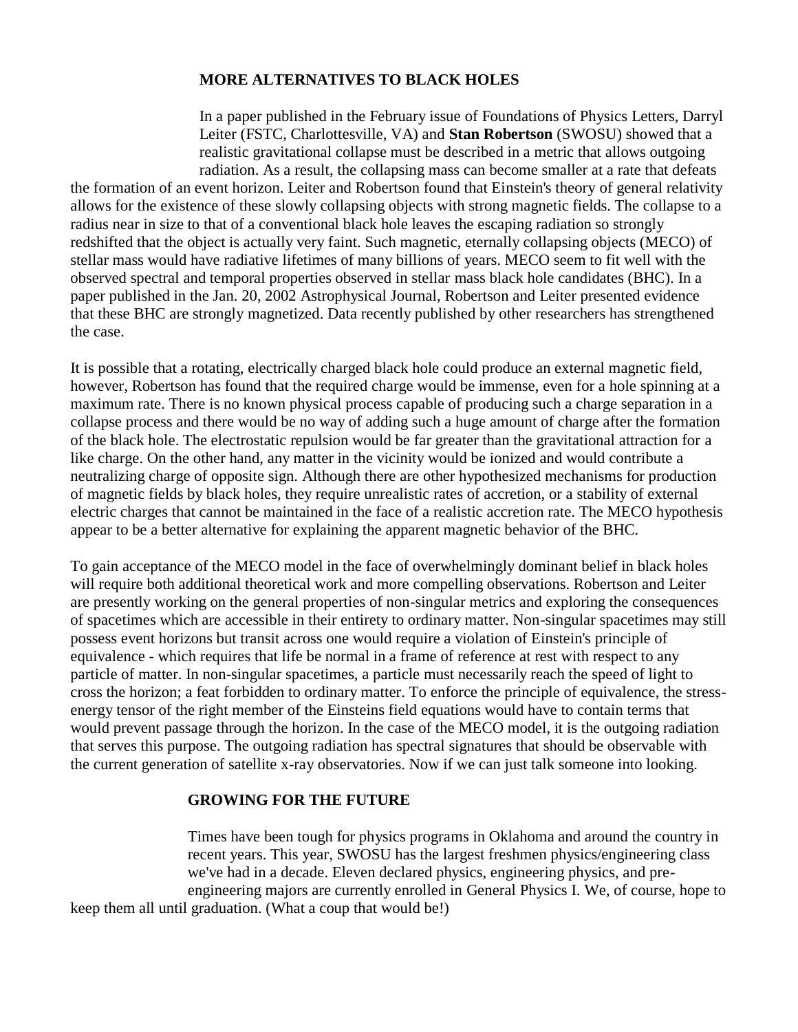## MORE ALTERNATIVES TO BLACK HOLES

In a paper published in the February issue of Foundations of Physics Letters, Darryl Leiter (FSTC, Charlottesville, VA) and **Stan Robertson** (SWOSU) showed that a realistic gravitational collapse must be described in a metric that allows outgoing radiation. As a result, the collapsing mass can become smaller at a rate that defeats the formation of an event horizon. Leiter and Robertson found that Einstein's theory of general relativity allows for the existence of these slowly collapsing objects with strong magnetic fields. The collapse to a radius near in size to that of a conventional black hole leaves the escaping radiation so strongly redshifted that the object is actually very faint. Such magnetic, eternally collapsing objects (MECO) of stellar mass would have radiative lifetimes of many billions of years. MECO seem to fit well with the observed spectral and temporal properties observed in stellar mass black hole candidates (BHC). In a paper published in the Jan. 20, 2002 Astrophysical Journal, Robertson and Leiter presented evidence that these BHC are strongly magnetized. Data recently published by other researchers has strengthened the case.

It is possible that a rotating, electrically charged black hole could produce an external magnetic field, however, Robertson has found that the required charge would be immense, even for a hole spinning at a maximum rate. There is no known physical process capable of producing such a charge separation in a collapse process and there would be no way of adding such a huge amount of charge after the formation of the black hole. The electrostatic repulsion would be far greater than the gravitational attraction for a like charge. On the other hand, any matter in the vicinity would be ionized and would contribute a neutralizing charge of opposite sign. Although there are other hypothesized mechanisms for production of magnetic fields by black holes, they require unrealistic rates of accretion, or a stability of external electric charges that cannot be maintained in the face of a realistic accretion rate. The MECO hypothesis appear to be a better alternative for explaining the apparent magnetic behavior of the BHC.

To gain acceptance of the MECO model in the face of overwhelmingly dominant belief in black holes will require both additional theoretical work and more compelling observations. Robertson and Leiter are presently working on the general properties of non-singular metrics and exploring the consequences of spacetimes which are accessible in their entirety to ordinary matter. Non-singular spacetimes may still possess event horizons but transit across one would require a violation of Einstein's principle of equivalence - which requires that life be normal in a frame of reference at rest with respect to any particle of matter. In non-singular spacetimes, a particle must necessarily reach the speed of light to cross the horizon; a feat forbidden to ordinary matter. To enforce the principle of equivalence, the stress-energy tensor of the right member of the Einsteins field equations would have to contain terms that would prevent passage through the horizon. In the case of the MECO model, it is the outgoing radiation that serves this purpose. The outgoing radiation has spectral signatures that should be observable with the current generation of satellite x-ray observatories. Now if we can just talk someone into looking.

## GROWING FOR THE FUTURE

Times have been tough for physics programs in Oklahoma and around the country in recent years. This year, SWOSU has the largest freshmen physics/engineering class we've had in a decade. Eleven declared physics, engineering physics, and pre-engineering majors are currently enrolled in General Physics I. We, of course, hope to keep them all until graduation. (What a coup that would be!)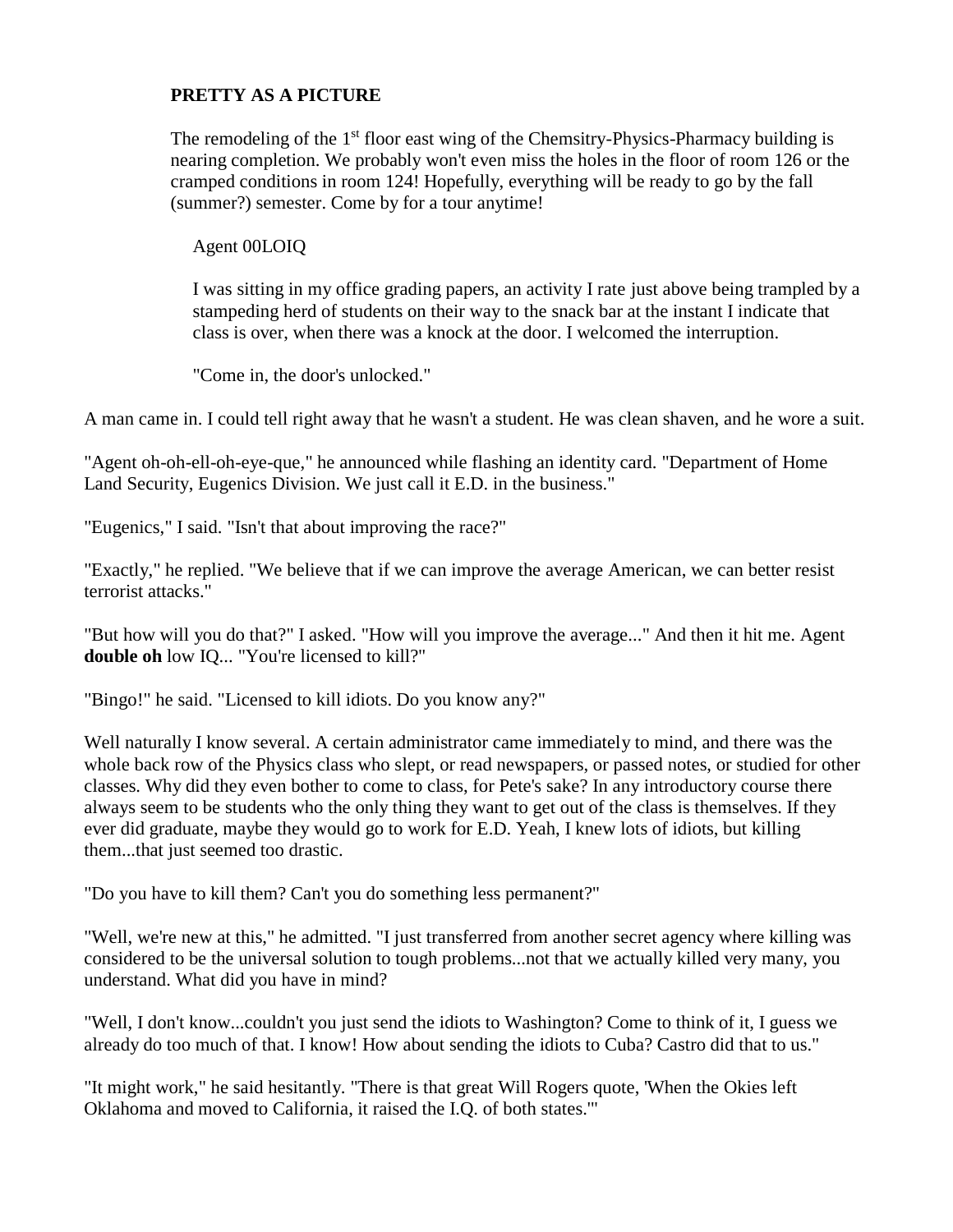**PRETTY AS A PICTURE**

The remodeling of the 1st floor east wing of the Chemsitry-Physics-Pharmacy building is nearing completion. We probably won't even miss the holes in the floor of room 126 or the cramped conditions in room 124! Hopefully, everything will be ready to go by the fall (summer?) semester. Come by for a tour anytime!

Agent 00LOIQ

I was sitting in my office grading papers, an activity I rate just above being trampled by a stampeding herd of students on their way to the snack bar at the instant I indicate that class is over, when there was a knock at the door. I welcomed the interruption.

"Come in, the door's unlocked."

A man came in. I could tell right away that he wasn't a student. He was clean shaven, and he wore a suit.

"Agent oh-oh-ell-oh-eye-que," he announced while flashing an identity card. "Department of Home Land Security, Eugenics Division. We just call it E.D. in the business."

"Eugenics," I said. "Isn't that about improving the race?"

"Exactly," he replied. "We believe that if we can improve the average American, we can better resist terrorist attacks."

"But how will you do that?" I asked. "How will you improve the average..." And then it hit me. Agent **double oh** low IQ... "You're licensed to kill?"

"Bingo!" he said. "Licensed to kill idiots. Do you know any?"

Well naturally I know several. A certain administrator came immediately to mind, and there was the whole back row of the Physics class who slept, or read newspapers, or passed notes, or studied for other classes. Why did they even bother to come to class, for Pete's sake? In any introductory course there always seem to be students who the only thing they want to get out of the class is themselves. If they ever did graduate, maybe they would go to work for E.D. Yeah, I knew lots of idiots, but killing them...that just seemed too drastic.

"Do you have to kill them? Can't you do something less permanent?"

"Well, we're new at this," he admitted. "I just transferred from another secret agency where killing was considered to be the universal solution to tough problems...not that we actually killed very many, you understand. What did you have in mind?

"Well, I don't know...couldn't you just send the idiots to Washington? Come to think of it, I guess we already do too much of that. I know! How about sending the idiots to Cuba? Castro did that to us."

"It might work," he said hesitantly. "There is that great Will Rogers quote, 'When the Okies left Oklahoma and moved to California, it raised the I.Q. of both states.'"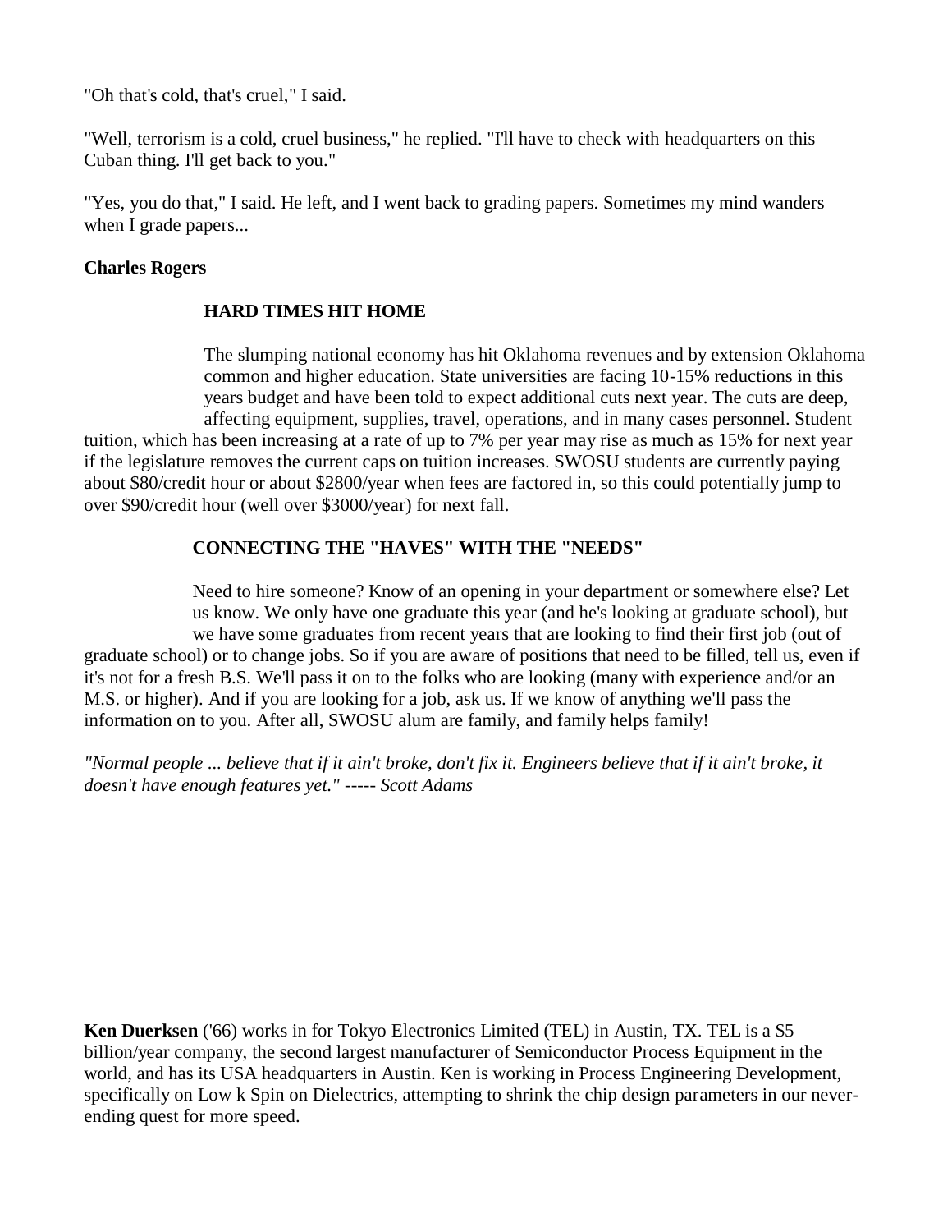"Oh that's cold, that's cruel," I said.

"Well, terrorism is a cold, cruel business," he replied. "I'll have to check with headquarters on this Cuban thing. I'll get back to you."

"Yes, you do that," I said. He left, and I went back to grading papers. Sometimes my mind wanders when I grade papers...

**Charles Rogers**

### HARD TIMES HIT HOME

The slumping national economy has hit Oklahoma revenues and by extension Oklahoma common and higher education. State universities are facing 10-15% reductions in this years budget and have been told to expect additional cuts next year. The cuts are deep, affecting equipment, supplies, travel, operations, and in many cases personnel. Student tuition, which has been increasing at a rate of up to 7% per year may rise as much as 15% for next year if the legislature removes the current caps on tuition increases. SWOSU students are currently paying about $80/credit hour or about $2800/year when fees are factored in, so this could potentially jump to over $90/credit hour (well over $3000/year) for next fall.

### CONNECTING THE "HAVES" WITH THE "NEEDS"

Need to hire someone? Know of an opening in your department or somewhere else? Let us know. We only have one graduate this year (and he's looking at graduate school), but we have some graduates from recent years that are looking to find their first job (out of graduate school) or to change jobs. So if you are aware of positions that need to be filled, tell us, even if it's not for a fresh B.S. We'll pass it on to the folks who are looking (many with experience and/or an M.S. or higher). And if you are looking for a job, ask us. If we know of anything we'll pass the information on to you. After all, SWOSU alum are family, and family helps family!

*"Normal people ... believe that if it ain't broke, don't fix it. Engineers believe that if it ain't broke, it doesn't have enough features yet." ----- Scott Adams*

**Ken Duerksen** ('66) works in for Tokyo Electronics Limited (TEL) in Austin, TX. TEL is a $5 billion/year company, the second largest manufacturer of Semiconductor Process Equipment in the world, and has its USA headquarters in Austin. Ken is working in Process Engineering Development, specifically on Low k Spin on Dielectrics, attempting to shrink the chip design parameters in our never-ending quest for more speed.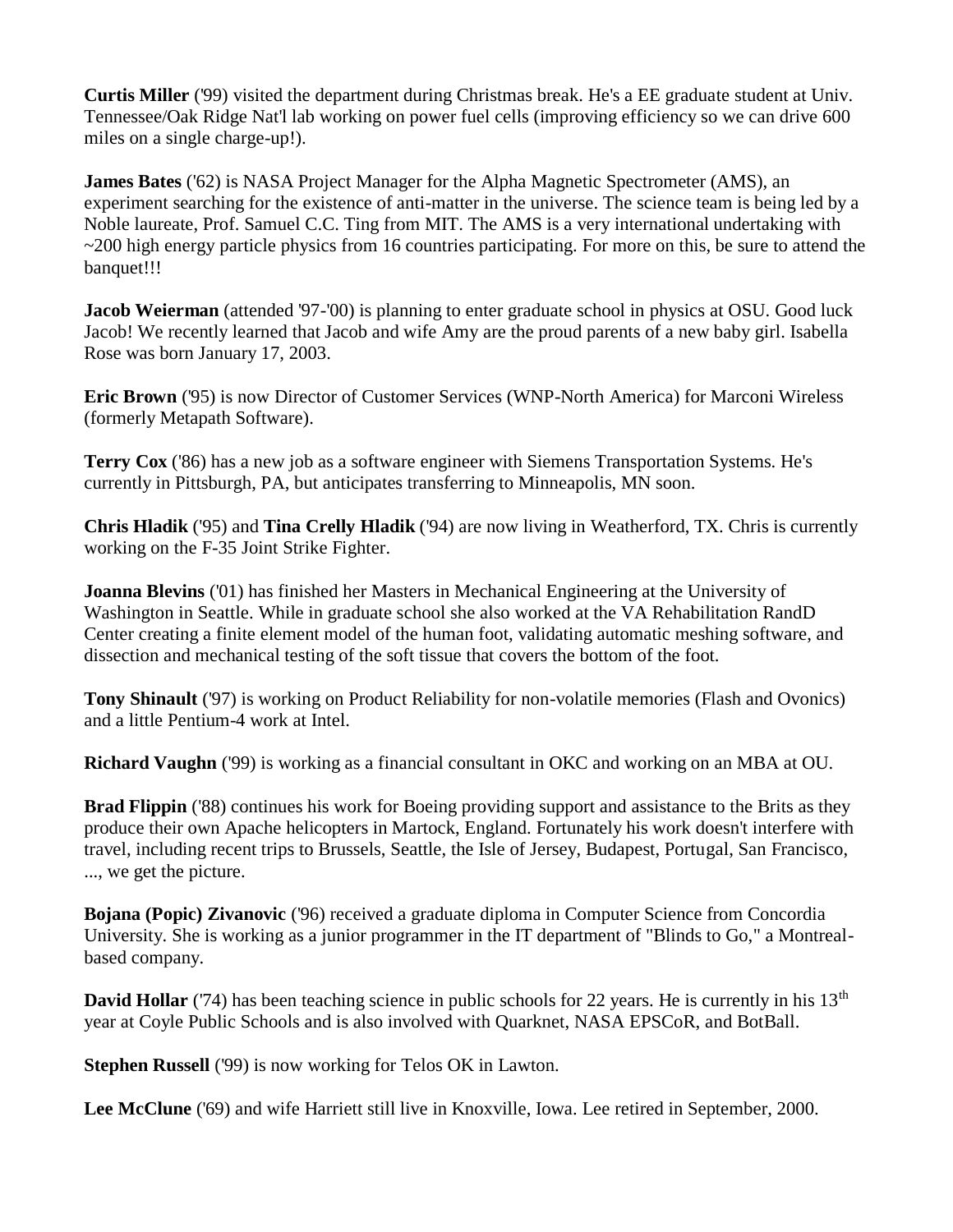**Curtis Miller** ('99) visited the department during Christmas break. He's a EE graduate student at Univ. Tennessee/Oak Ridge Nat'l lab working on power fuel cells (improving efficiency so we can drive 600 miles on a single charge-up!).

**James Bates** ('62) is NASA Project Manager for the Alpha Magnetic Spectrometer (AMS), an experiment searching for the existence of anti-matter in the universe. The science team is being led by a Noble laureate, Prof. Samuel C.C. Ting from MIT. The AMS is a very international undertaking with ~200 high energy particle physics from 16 countries participating. For more on this, be sure to attend the banquet!!!

**Jacob Weierman** (attended '97-'00) is planning to enter graduate school in physics at OSU. Good luck Jacob! We recently learned that Jacob and wife Amy are the proud parents of a new baby girl. Isabella Rose was born January 17, 2003.

**Eric Brown** ('95) is now Director of Customer Services (WNP-North America) for Marconi Wireless (formerly Metapath Software).

**Terry Cox** ('86) has a new job as a software engineer with Siemens Transportation Systems. He's currently in Pittsburgh, PA, but anticipates transferring to Minneapolis, MN soon.

**Chris Hladik** ('95) and **Tina Crelly Hladik** ('94) are now living in Weatherford, TX. Chris is currently working on the F-35 Joint Strike Fighter.

**Joanna Blevins** ('01) has finished her Masters in Mechanical Engineering at the University of Washington in Seattle. While in graduate school she also worked at the VA Rehabilitation RandD Center creating a finite element model of the human foot, validating automatic meshing software, and dissection and mechanical testing of the soft tissue that covers the bottom of the foot.

**Tony Shinault** ('97) is working on Product Reliability for non-volatile memories (Flash and Ovonics) and a little Pentium-4 work at Intel.

**Richard Vaughn** ('99) is working as a financial consultant in OKC and working on an MBA at OU.

**Brad Flippin** ('88) continues his work for Boeing providing support and assistance to the Brits as they produce their own Apache helicopters in Martock, England. Fortunately his work doesn't interfere with travel, including recent trips to Brussels, Seattle, the Isle of Jersey, Budapest, Portugal, San Francisco, ..., we get the picture.

**Bojana (Popic) Zivanovic** ('96) received a graduate diploma in Computer Science from Concordia University. She is working as a junior programmer in the IT department of "Blinds to Go," a Montreal-based company.

**David Hollar** ('74) has been teaching science in public schools for 22 years. He is currently in his 13th year at Coyle Public Schools and is also involved with Quarknet, NASA EPSCoR, and BotBall.

**Stephen Russell** ('99) is now working for Telos OK in Lawton.

**Lee McClune** ('69) and wife Harriett still live in Knoxville, Iowa. Lee retired in September, 2000.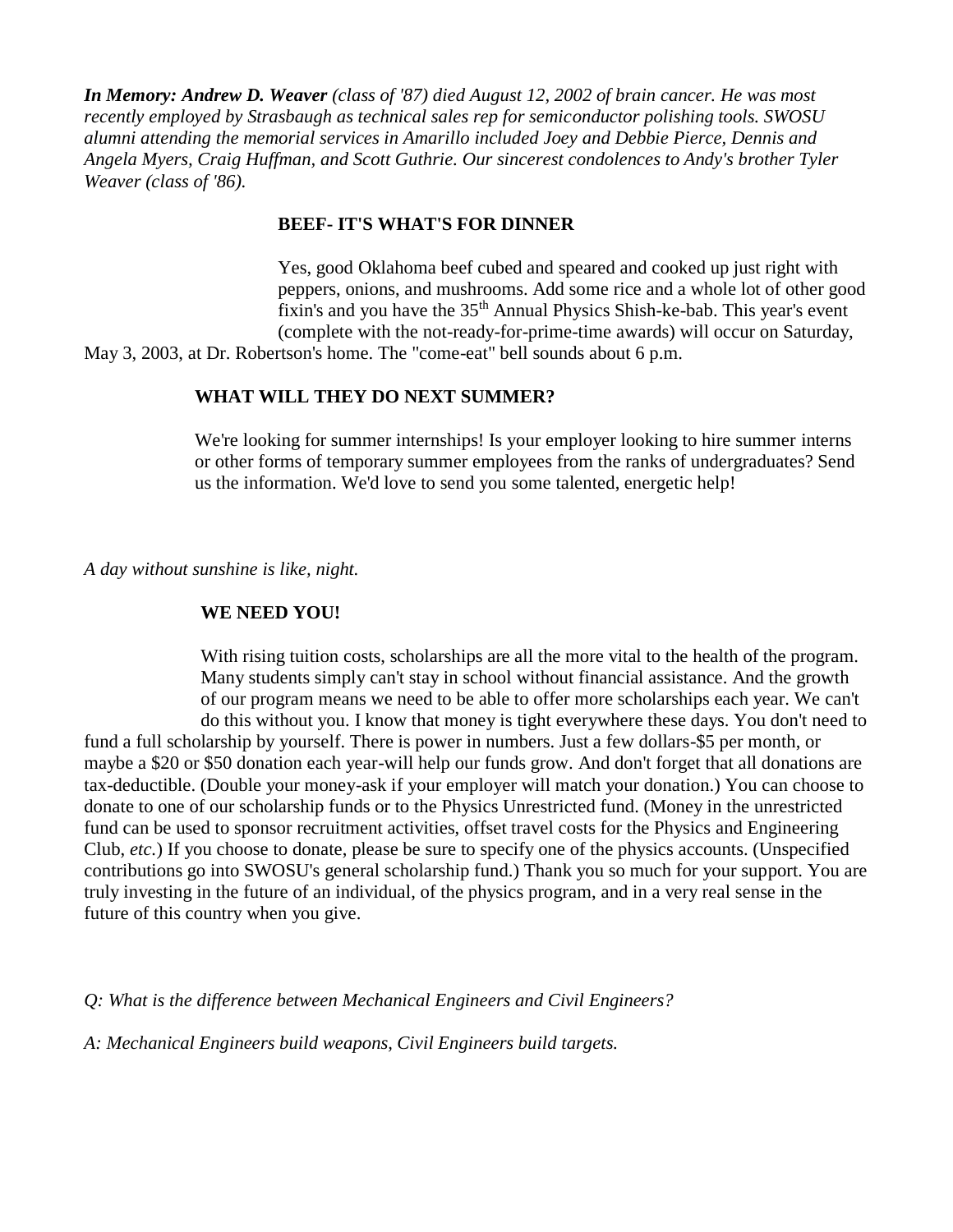***In Memory: Andrew D. Weaver** (class of '87) died August 12, 2002 of brain cancer. He was most recently employed by Strasbaugh as technical sales rep for semiconductor polishing tools. SWOSU alumni attending the memorial services in Amarillo included Joey and Debbie Pierce, Dennis and Angela Myers, Craig Huffman, and Scott Guthrie. Our sincerest condolences to Andy's brother Tyler Weaver (class of '86).*

**BEEF- IT'S WHAT'S FOR DINNER**

Yes, good Oklahoma beef cubed and speared and cooked up just right with peppers, onions, and mushrooms. Add some rice and a whole lot of other good fixin's and you have the 35th Annual Physics Shish-ke-bab. This year's event (complete with the not-ready-for-prime-time awards) will occur on Saturday, May 3, 2003, at Dr. Robertson's home. The "come-eat" bell sounds about 6 p.m.

**WHAT WILL THEY DO NEXT SUMMER?**

We're looking for summer internships! Is your employer looking to hire summer interns or other forms of temporary summer employees from the ranks of undergraduates? Send us the information. We'd love to send you some talented, energetic help!

*A day without sunshine is like, night.*

**WE NEED YOU!**

With rising tuition costs, scholarships are all the more vital to the health of the program. Many students simply can't stay in school without financial assistance. And the growth of our program means we need to be able to offer more scholarships each year. We can't do this without you. I know that money is tight everywhere these days. You don't need to fund a full scholarship by yourself. There is power in numbers. Just a few dollars-$5 per month, or maybe a $20 or $50 donation each year-will help our funds grow. And don't forget that all donations are tax-deductible. (Double your money-ask if your employer will match your donation.) You can choose to donate to one of our scholarship funds or to the Physics Unrestricted fund. (Money in the unrestricted fund can be used to sponsor recruitment activities, offset travel costs for the Physics and Engineering Club, *etc.*) If you choose to donate, please be sure to specify one of the physics accounts. (Unspecified contributions go into SWOSU's general scholarship fund.) Thank you so much for your support. You are truly investing in the future of an individual, of the physics program, and in a very real sense in the future of this country when you give.

*Q: What is the difference between Mechanical Engineers and Civil Engineers?*

*A: Mechanical Engineers build weapons, Civil Engineers build targets.*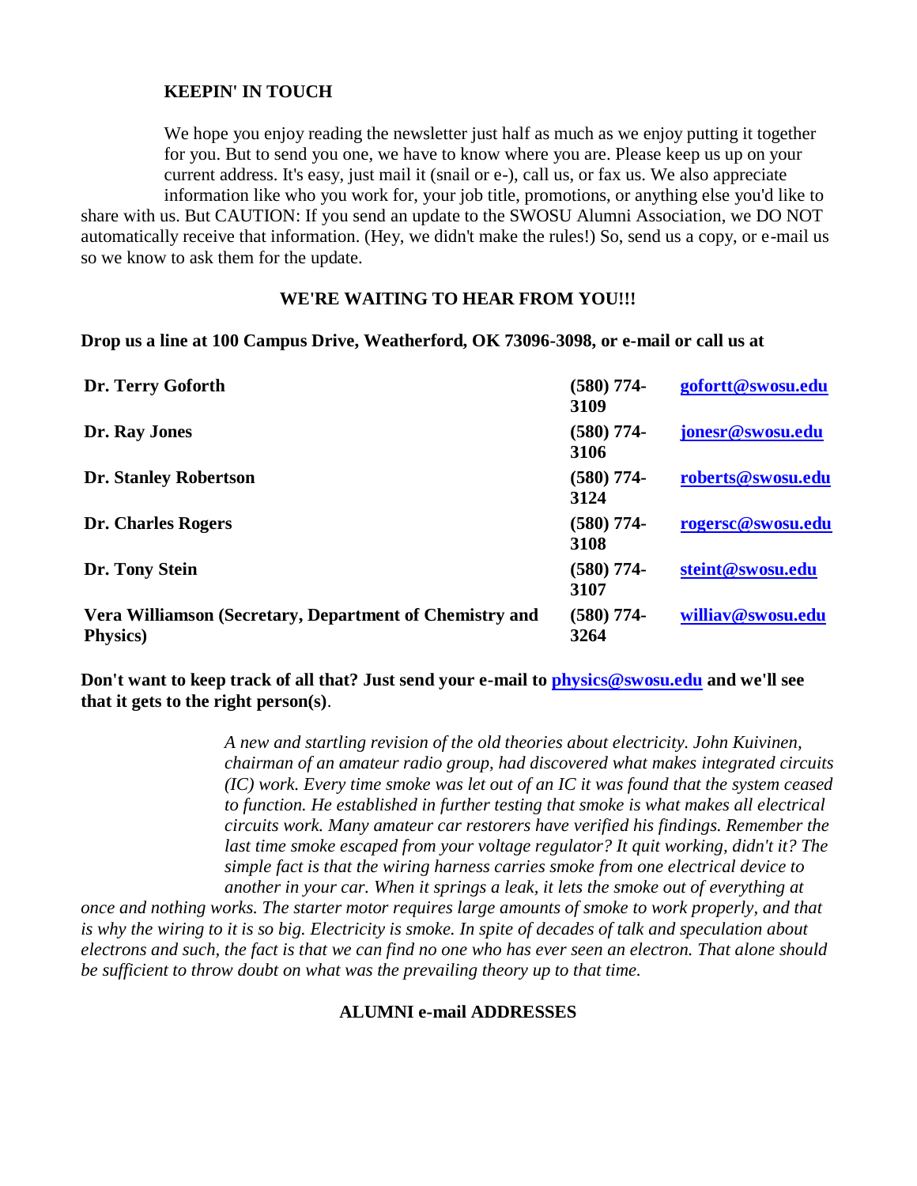**KEEPIN' IN TOUCH**

We hope you enjoy reading the newsletter just half as much as we enjoy putting it together for you. But to send you one, we have to know where you are. Please keep us up on your current address. It's easy, just mail it (snail or e-), call us, or fax us. We also appreciate information like who you work for, your job title, promotions, or anything else you'd like to share with us. But CAUTION: If you send an update to the SWOSU Alumni Association, we DO NOT automatically receive that information. (Hey, we didn't make the rules!) So, send us a copy, or e-mail us so we know to ask them for the update.

**WE'RE WAITING TO HEAR FROM YOU!!!**

**Drop us a line at 100 Campus Drive, Weatherford, OK 73096-3098, or e-mail or call us at**

| | | |
|---|---|---|
| **Dr. Terry Goforth** | **(580) 774-3109** | **gofortt@swosu.edu** |
| **Dr. Ray Jones** | **(580) 774-3106** | **jonesr@swosu.edu** |
| **Dr. Stanley Robertson** | **(580) 774-3124** | **roberts@swosu.edu** |
| **Dr. Charles Rogers** | **(580) 774-3108** | **rogersc@swosu.edu** |
| **Dr. Tony Stein** | **(580) 774-3107** | **steint@swosu.edu** |
| **Vera Williamson (Secretary, Department of Chemistry and Physics)** | **(580) 774-3264** | **williav@swosu.edu** |

**Don't want to keep track of all that? Just send your e-mail to physics@swosu.edu and we'll see that it gets to the right person(s)**.

*A new and startling revision of the old theories about electricity. John Kuivinen, chairman of an amateur radio group, had discovered what makes integrated circuits (IC) work. Every time smoke was let out of an IC it was found that the system ceased to function. He established in further testing that smoke is what makes all electrical circuits work. Many amateur car restorers have verified his findings. Remember the last time smoke escaped from your voltage regulator? It quit working, didn't it? The simple fact is that the wiring harness carries smoke from one electrical device to another in your car. When it springs a leak, it lets the smoke out of everything at once and nothing works. The starter motor requires large amounts of smoke to work properly, and that is why the wiring to it is so big. Electricity is smoke. In spite of decades of talk and speculation about electrons and such, the fact is that we can find no one who has ever seen an electron. That alone should be sufficient to throw doubt on what was the prevailing theory up to that time.*

**ALUMNI e-mail ADDRESSES**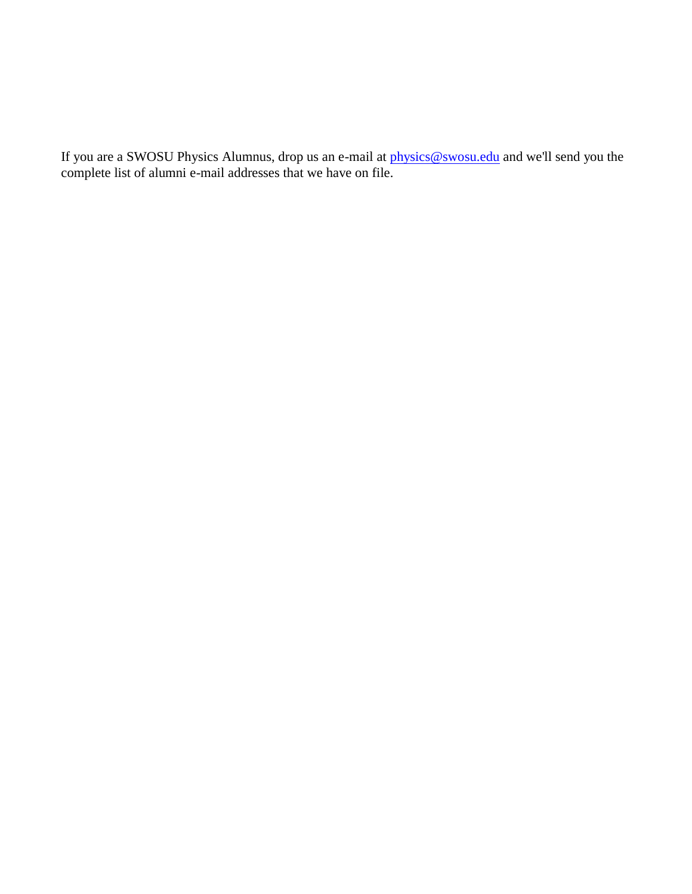If you are a SWOSU Physics Alumnus, drop us an e-mail at physics@swosu.edu and we'll send you the complete list of alumni e-mail addresses that we have on file.